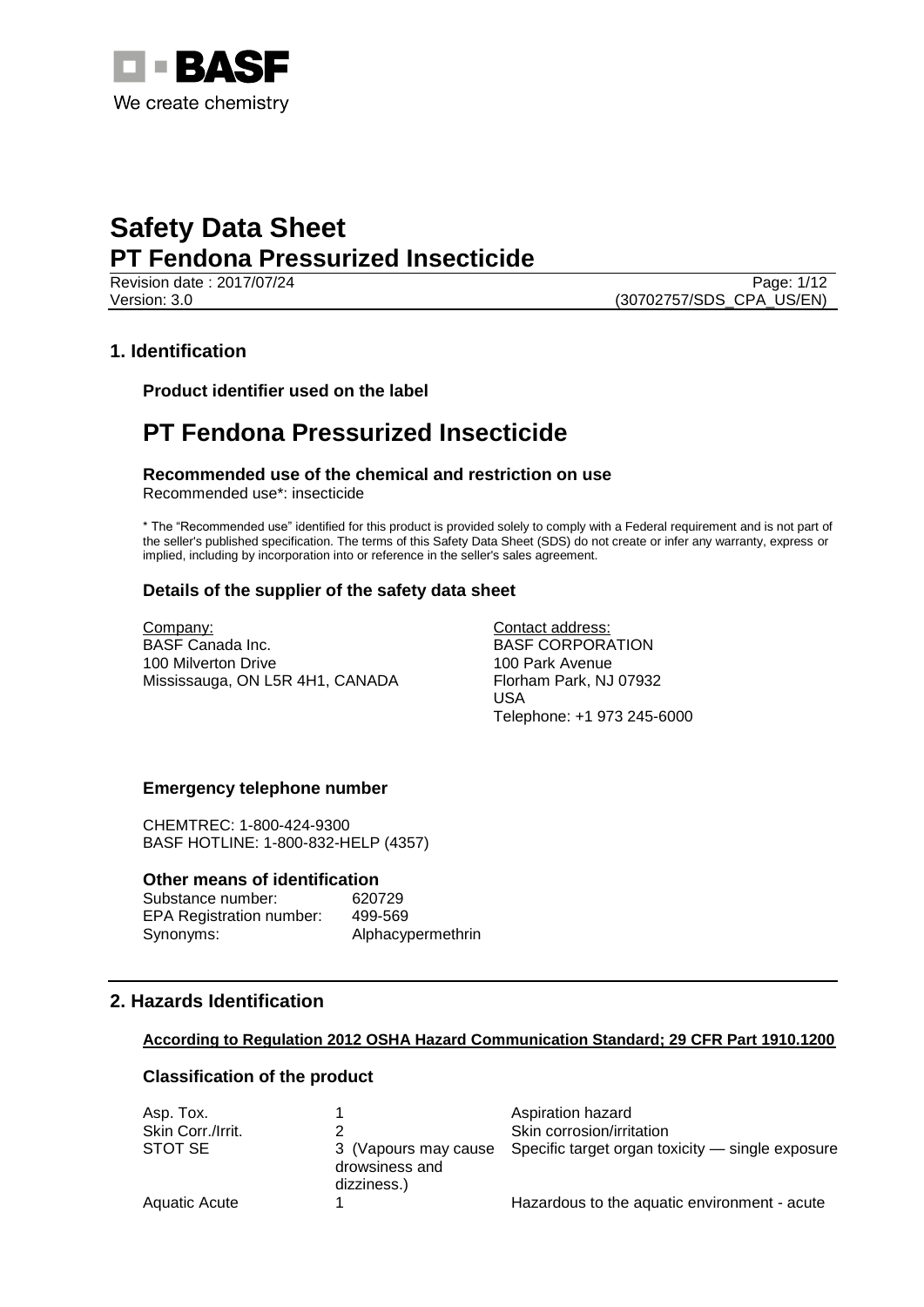# Safety Data Sheet
## PT Fendona Pressurized Insecticide

Revision date : 2017/07/24
Version: 3.0
(30702757/SDS_CPA_US/EN)

## 1. Identification

### Product identifier used on the label

# PT Fendona Pressurized Insecticide

### Recommended use of the chemical and restriction on use

Recommended use*: insecticide

* The "Recommended use" identified for this product is provided solely to comply with a Federal requirement and is not part of the seller's published specification. The terms of this Safety Data Sheet (SDS) do not create or infer any warranty, express or implied, including by incorporation into or reference in the seller's sales agreement.

### Details of the supplier of the safety data sheet

Company:
BASF Canada Inc.
100 Milverton Drive
Mississauga, ON L5R 4H1, CANADA

Contact address:
BASF CORPORATION
100 Park Avenue
Florham Park, NJ 07932
USA
Telephone: +1 973 245-6000

### Emergency telephone number

CHEMTREC: 1-800-424-9300
BASF HOTLINE: 1-800-832-HELP (4357)

### Other means of identification

| | |
|---|---|
| Substance number: | 620729 |
| EPA Registration number: | 499-569 |
| Synonyms: | Alphacypermethrin |

## 2. Hazards Identification

**According to Regulation 2012 OSHA Hazard Communication Standard; 29 CFR Part 1910.1200**

### Classification of the product

| | | |
|---|---|---|
| Asp. Tox. | 1 | Aspiration hazard |
| Skin Corr./Irrit. | 2 | Skin corrosion/irritation |
| STOT SE | 3 (Vapours may cause drowsiness and dizziness.) | Specific target organ toxicity — single exposure |
| Aquatic Acute | 1 | Hazardous to the aquatic environment - acute |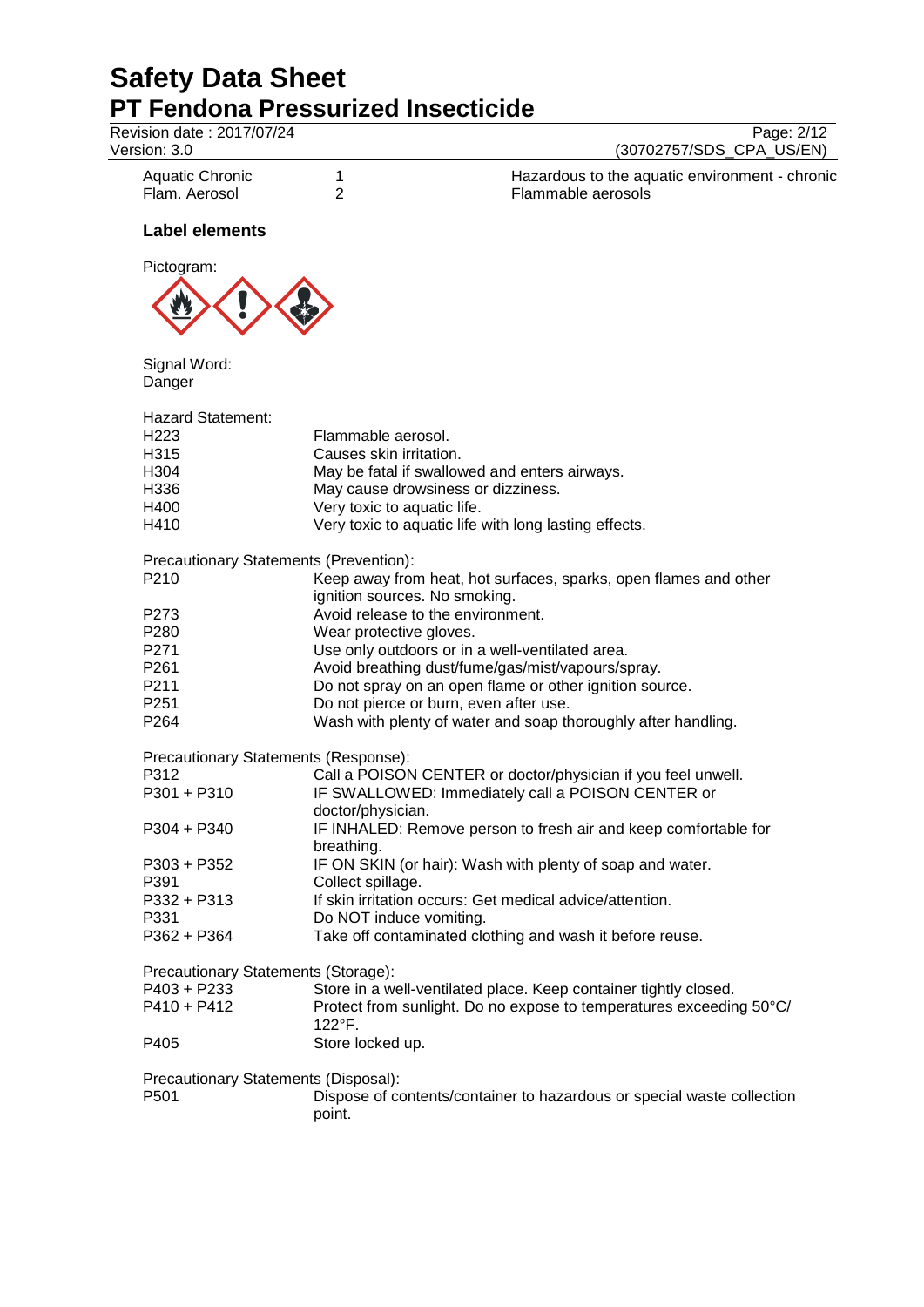| | | |
|---|---|---|
| Aquatic Chronic | 1 | Hazardous to the aquatic environment - chronic |
| Flam. Aerosol | 2 | Flammable aerosols |

### Label elements

Pictogram:

Signal Word:
Danger

Hazard Statement:

| | |
|---|---|
| H223 | Flammable aerosol. |
| H315 | Causes skin irritation. |
| H304 | May be fatal if swallowed and enters airways. |
| H336 | May cause drowsiness or dizziness. |
| H400 | Very toxic to aquatic life. |
| H410 | Very toxic to aquatic life with long lasting effects. |

Precautionary Statements (Prevention):

| | |
|---|---|
| P210 | Keep away from heat, hot surfaces, sparks, open flames and other ignition sources. No smoking. |
| P273 | Avoid release to the environment. |
| P280 | Wear protective gloves. |
| P271 | Use only outdoors or in a well-ventilated area. |
| P261 | Avoid breathing dust/fume/gas/mist/vapours/spray. |
| P211 | Do not spray on an open flame or other ignition source. |
| P251 | Do not pierce or burn, even after use. |
| P264 | Wash with plenty of water and soap thoroughly after handling. |

Precautionary Statements (Response):

| | |
|---|---|
| P312 | Call a POISON CENTER or doctor/physician if you feel unwell. |
| P301 + P310 | IF SWALLOWED: Immediately call a POISON CENTER or doctor/physician. |
| P304 + P340 | IF INHALED: Remove person to fresh air and keep comfortable for breathing. |
| P303 + P352 | IF ON SKIN (or hair): Wash with plenty of soap and water. |
| P391 | Collect spillage. |
| P332 + P313 | If skin irritation occurs: Get medical advice/attention. |
| P331 | Do NOT induce vomiting. |
| P362 + P364 | Take off contaminated clothing and wash it before reuse. |

Precautionary Statements (Storage):

| | |
|---|---|
| P403 + P233 | Store in a well-ventilated place. Keep container tightly closed. |
| P410 + P412 | Protect from sunlight. Do no expose to temperatures exceeding 50°C/ 122°F. |
| P405 | Store locked up. |

Precautionary Statements (Disposal):

| | |
|---|---|
| P501 | Dispose of contents/container to hazardous or special waste collection point. |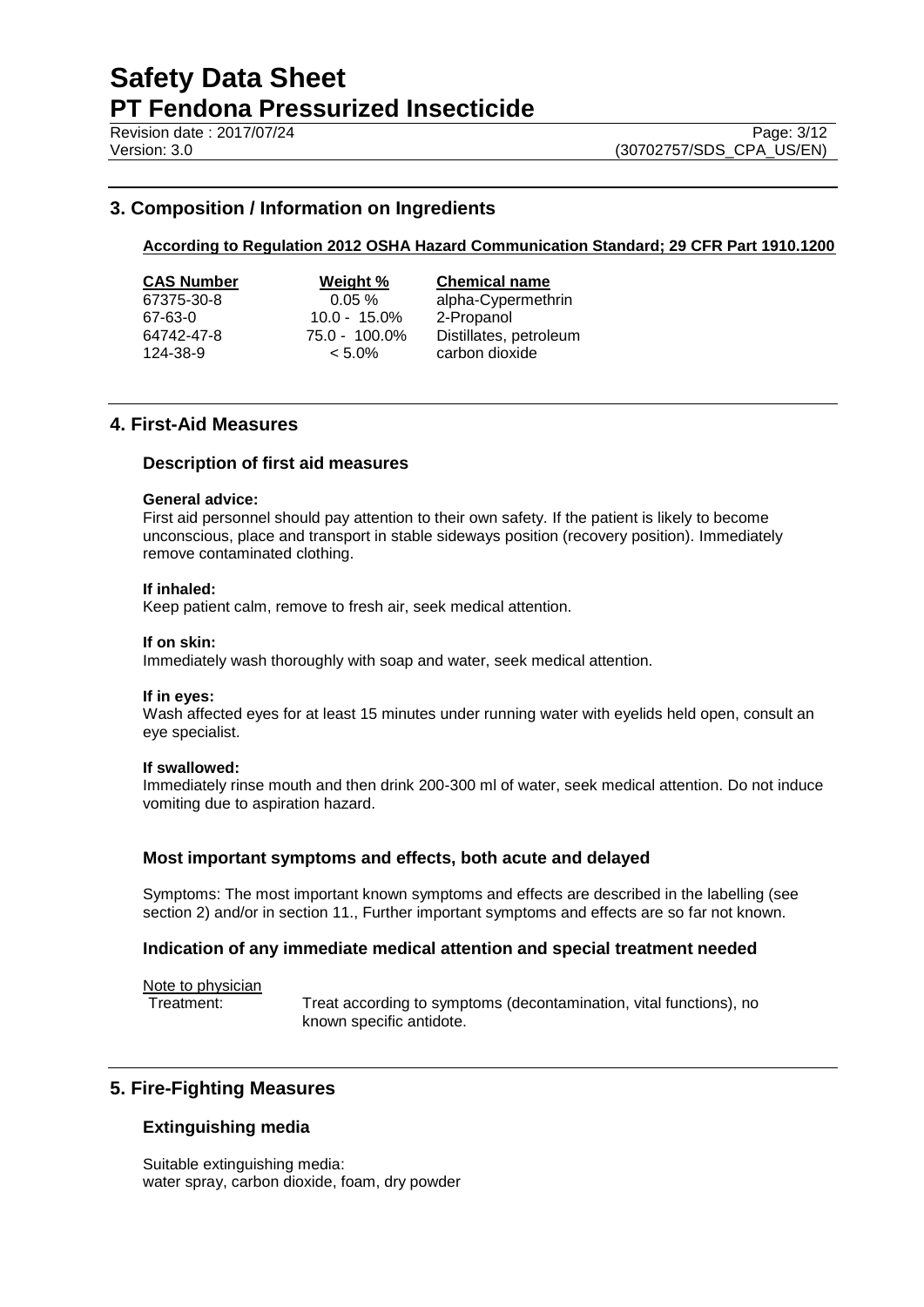## 3. Composition / Information on Ingredients

**According to Regulation 2012 OSHA Hazard Communication Standard; 29 CFR Part 1910.1200**

| CAS Number | Weight % | Chemical name |
|---|---|---|
| 67375-30-8 | 0.05 % | alpha-Cypermethrin |
| 67-63-0 | 10.0 - 15.0% | 2-Propanol |
| 64742-47-8 | 75.0 - 100.0% | Distillates, petroleum |
| 124-38-9 | < 5.0% | carbon dioxide |

## 4. First-Aid Measures

### Description of first aid measures

**General advice:**
First aid personnel should pay attention to their own safety. If the patient is likely to become unconscious, place and transport in stable sideways position (recovery position). Immediately remove contaminated clothing.

**If inhaled:**
Keep patient calm, remove to fresh air, seek medical attention.

**If on skin:**
Immediately wash thoroughly with soap and water, seek medical attention.

**If in eyes:**
Wash affected eyes for at least 15 minutes under running water with eyelids held open, consult an eye specialist.

**If swallowed:**
Immediately rinse mouth and then drink 200-300 ml of water, seek medical attention. Do not induce vomiting due to aspiration hazard.

### Most important symptoms and effects, both acute and delayed

Symptoms: The most important known symptoms and effects are described in the labelling (see section 2) and/or in section 11., Further important symptoms and effects are so far not known.

### Indication of any immediate medical attention and special treatment needed

Note to physician

Treatment: Treat according to symptoms (decontamination, vital functions), no known specific antidote.

## 5. Fire-Fighting Measures

### Extinguishing media

Suitable extinguishing media:
water spray, carbon dioxide, foam, dry powder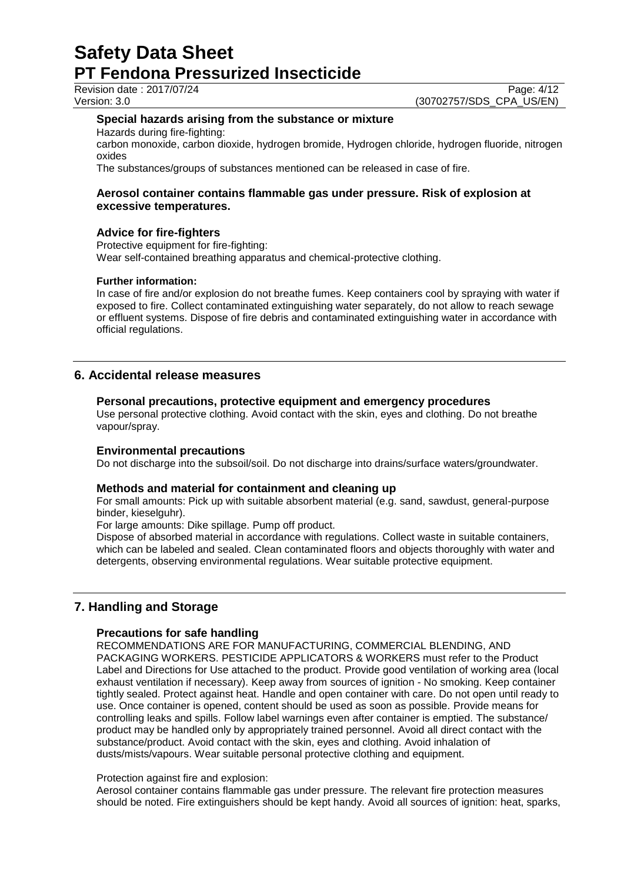### Special hazards arising from the substance or mixture

Hazards during fire-fighting:

carbon monoxide, carbon dioxide, hydrogen bromide, Hydrogen chloride, hydrogen fluoride, nitrogen oxides

The substances/groups of substances mentioned can be released in case of fire.

**Aerosol container contains flammable gas under pressure. Risk of explosion at excessive temperatures.**

### Advice for fire-fighters

Protective equipment for fire-fighting:

Wear self-contained breathing apparatus and chemical-protective clothing.

**Further information:**

In case of fire and/or explosion do not breathe fumes. Keep containers cool by spraying with water if exposed to fire. Collect contaminated extinguishing water separately, do not allow to reach sewage or effluent systems. Dispose of fire debris and contaminated extinguishing water in accordance with official regulations.

## 6. Accidental release measures

### Personal precautions, protective equipment and emergency procedures

Use personal protective clothing. Avoid contact with the skin, eyes and clothing. Do not breathe vapour/spray.

### Environmental precautions

Do not discharge into the subsoil/soil. Do not discharge into drains/surface waters/groundwater.

### Methods and material for containment and cleaning up

For small amounts: Pick up with suitable absorbent material (e.g. sand, sawdust, general-purpose binder, kieselguhr).

For large amounts: Dike spillage. Pump off product.

Dispose of absorbed material in accordance with regulations. Collect waste in suitable containers, which can be labeled and sealed. Clean contaminated floors and objects thoroughly with water and detergents, observing environmental regulations. Wear suitable protective equipment.

## 7. Handling and Storage

### Precautions for safe handling

RECOMMENDATIONS ARE FOR MANUFACTURING, COMMERCIAL BLENDING, AND PACKAGING WORKERS. PESTICIDE APPLICATORS & WORKERS must refer to the Product Label and Directions for Use attached to the product. Provide good ventilation of working area (local exhaust ventilation if necessary). Keep away from sources of ignition - No smoking. Keep container tightly sealed. Protect against heat. Handle and open container with care. Do not open until ready to use. Once container is opened, content should be used as soon as possible. Provide means for controlling leaks and spills. Follow label warnings even after container is emptied. The substance/ product may be handled only by appropriately trained personnel. Avoid all direct contact with the substance/product. Avoid contact with the skin, eyes and clothing. Avoid inhalation of dusts/mists/vapours. Wear suitable personal protective clothing and equipment.

Protection against fire and explosion:

Aerosol container contains flammable gas under pressure. The relevant fire protection measures should be noted. Fire extinguishers should be kept handy. Avoid all sources of ignition: heat, sparks,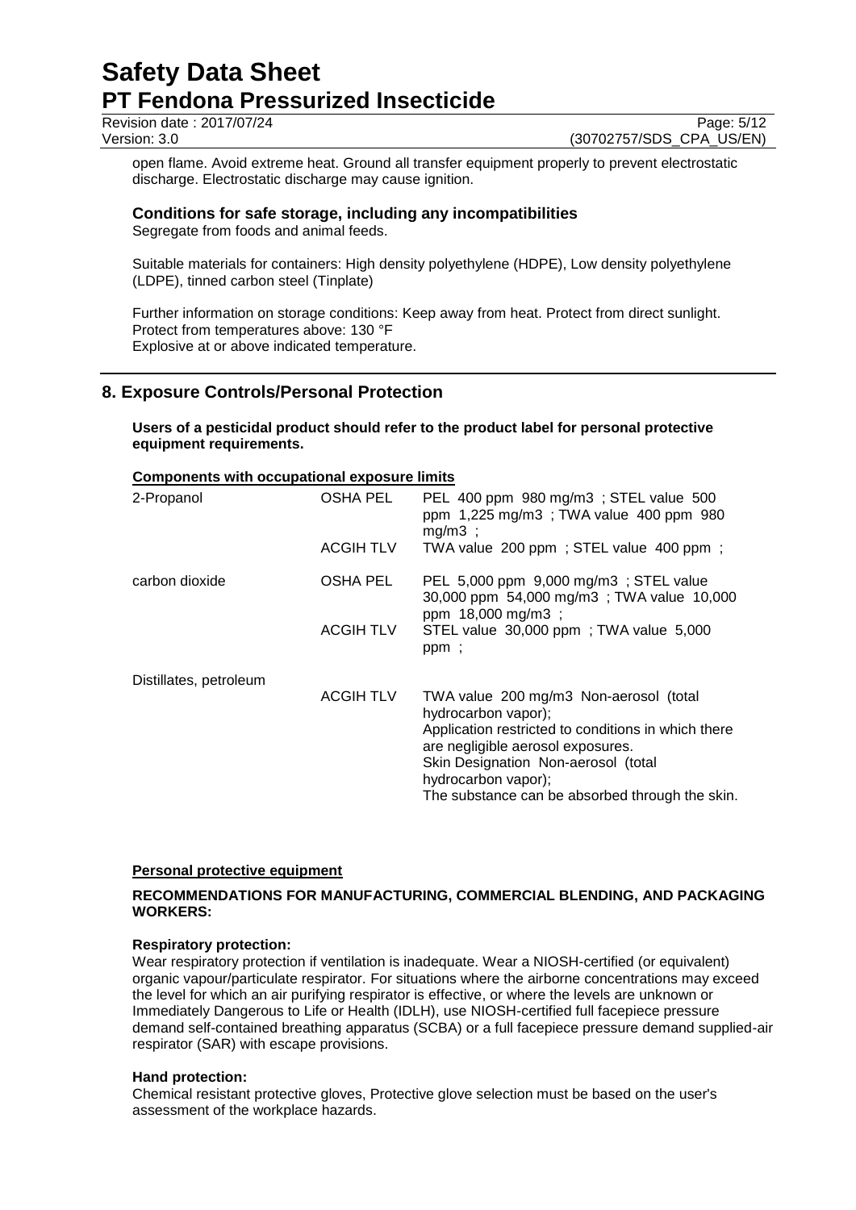open flame. Avoid extreme heat. Ground all transfer equipment properly to prevent electrostatic discharge. Electrostatic discharge may cause ignition.

### Conditions for safe storage, including any incompatibilities

Segregate from foods and animal feeds.

Suitable materials for containers: High density polyethylene (HDPE), Low density polyethylene (LDPE), tinned carbon steel (Tinplate)

Further information on storage conditions: Keep away from heat. Protect from direct sunlight.
Protect from temperatures above: 130 °F
Explosive at or above indicated temperature.

## 8. Exposure Controls/Personal Protection

**Users of a pesticidal product should refer to the product label for personal protective equipment requirements.**

**Components with occupational exposure limits**

| | | |
|---|---|---|
| 2-Propanol | OSHA PEL | PEL 400 ppm 980 mg/m3 ; STEL value 500 ppm 1,225 mg/m3 ; TWA value 400 ppm 980 mg/m3 ; |
| | ACGIH TLV | TWA value 200 ppm ; STEL value 400 ppm ; |
| carbon dioxide | OSHA PEL | PEL 5,000 ppm 9,000 mg/m3 ; STEL value 30,000 ppm 54,000 mg/m3 ; TWA value 10,000 ppm 18,000 mg/m3 ; |
| | ACGIH TLV | STEL value 30,000 ppm ; TWA value 5,000 ppm ; |
| Distillates, petroleum | ACGIH TLV | TWA value 200 mg/m3 Non-aerosol (total hydrocarbon vapor); Application restricted to conditions in which there are negligible aerosol exposures. Skin Designation Non-aerosol (total hydrocarbon vapor); The substance can be absorbed through the skin. |

**Personal protective equipment**

**RECOMMENDATIONS FOR MANUFACTURING, COMMERCIAL BLENDING, AND PACKAGING WORKERS:**

**Respiratory protection:**
Wear respiratory protection if ventilation is inadequate. Wear a NIOSH-certified (or equivalent) organic vapour/particulate respirator. For situations where the airborne concentrations may exceed the level for which an air purifying respirator is effective, or where the levels are unknown or Immediately Dangerous to Life or Health (IDLH), use NIOSH-certified full facepiece pressure demand self-contained breathing apparatus (SCBA) or a full facepiece pressure demand supplied-air respirator (SAR) with escape provisions.

**Hand protection:**
Chemical resistant protective gloves, Protective glove selection must be based on the user's assessment of the workplace hazards.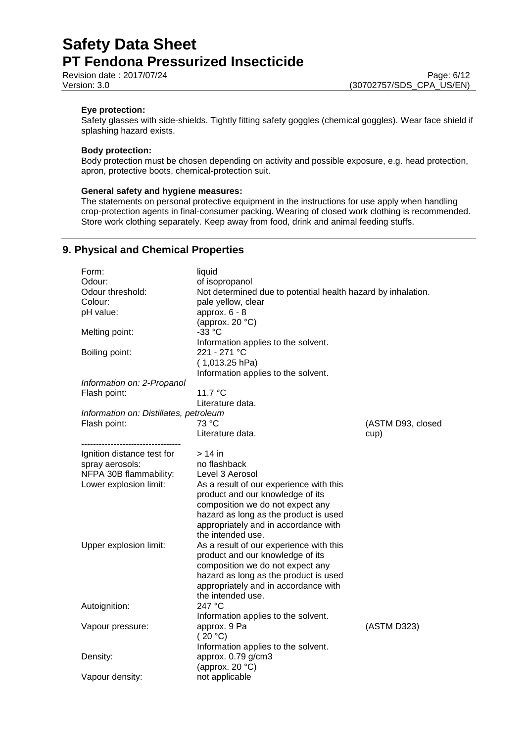**Eye protection:**
Safety glasses with side-shields. Tightly fitting safety goggles (chemical goggles). Wear face shield if splashing hazard exists.

**Body protection:**
Body protection must be chosen depending on activity and possible exposure, e.g. head protection, apron, protective boots, chemical-protection suit.

**General safety and hygiene measures:**
The statements on personal protective equipment in the instructions for use apply when handling crop-protection agents in final-consumer packing. Wearing of closed work clothing is recommended. Store work clothing separately. Keep away from food, drink and animal feeding stuffs.

## 9. Physical and Chemical Properties

| | | |
|---|---|---|
| Form: | liquid | |
| Odour: | of isopropanol | |
| Odour threshold: | Not determined due to potential health hazard by inhalation. | |
| Colour: | pale yellow, clear | |
| pH value: | approx. 6 - 8<br>(approx. 20 °C) | |
| Melting point: | -33 °C<br>Information applies to the solvent. | |
| Boiling point: | 221 - 271 °C<br>( 1,013.25 hPa)<br>Information applies to the solvent. | |
| *Information on: 2-Propanol* | | |
| Flash point: | 11.7 °C<br>Literature data. | |
| *Information on: Distillates, petroleum* | | |
| Flash point: | 73 °C<br>Literature data. | (ASTM D93, closed cup) |
| ---------------------------------- | | |
| Ignition distance test for spray aerosols: | > 14 in<br>no flashback | |
| NFPA 30B flammability: | Level 3 Aerosol | |
| Lower explosion limit: | As a result of our experience with this product and our knowledge of its composition we do not expect any hazard as long as the product is used appropriately and in accordance with the intended use. | |
| Upper explosion limit: | As a result of our experience with this product and our knowledge of its composition we do not expect any hazard as long as the product is used appropriately and in accordance with the intended use. | |
| Autoignition: | 247 °C<br>Information applies to the solvent. | |
| Vapour pressure: | approx. 9 Pa<br>( 20 °C)<br>Information applies to the solvent. | (ASTM D323) |
| Density: | approx. 0.79 g/cm3<br>(approx. 20 °C) | |
| Vapour density: | not applicable | |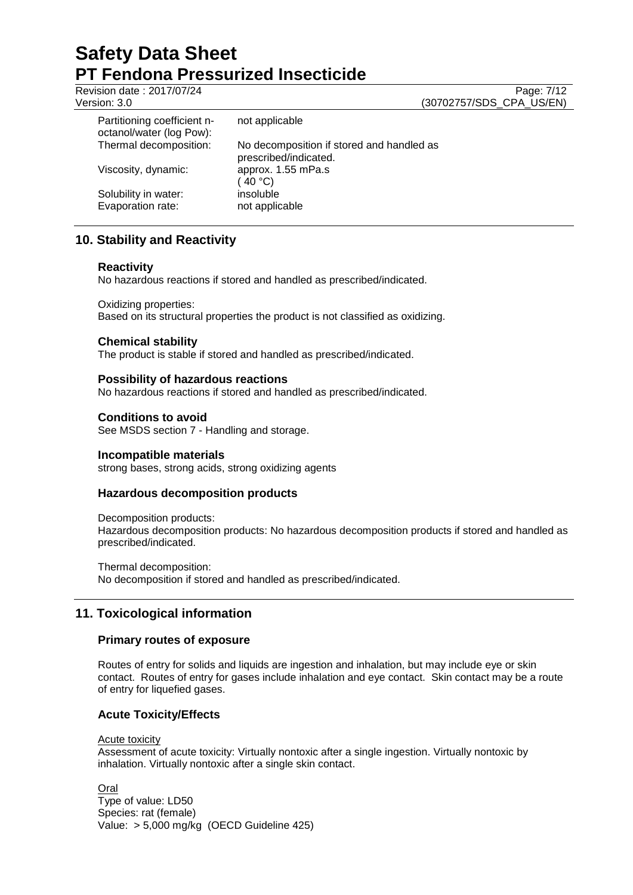| | |
|---|---|
| Partitioning coefficient n-octanol/water (log Pow): | not applicable |
| Thermal decomposition: | No decomposition if stored and handled as prescribed/indicated. |
| Viscosity, dynamic: | approx. 1.55 mPa.s ( 40 °C) |
| Solubility in water: | insoluble |
| Evaporation rate: | not applicable |

## 10. Stability and Reactivity

### Reactivity

No hazardous reactions if stored and handled as prescribed/indicated.

Oxidizing properties:
Based on its structural properties the product is not classified as oxidizing.

### Chemical stability

The product is stable if stored and handled as prescribed/indicated.

### Possibility of hazardous reactions

No hazardous reactions if stored and handled as prescribed/indicated.

### Conditions to avoid

See MSDS section 7 - Handling and storage.

### Incompatible materials

strong bases, strong acids, strong oxidizing agents

### Hazardous decomposition products

Decomposition products:
Hazardous decomposition products: No hazardous decomposition products if stored and handled as prescribed/indicated.

Thermal decomposition:
No decomposition if stored and handled as prescribed/indicated.

## 11. Toxicological information

### Primary routes of exposure

Routes of entry for solids and liquids are ingestion and inhalation, but may include eye or skin contact. Routes of entry for gases include inhalation and eye contact. Skin contact may be a route of entry for liquefied gases.

### Acute Toxicity/Effects

Acute toxicity
Assessment of acute toxicity: Virtually nontoxic after a single ingestion. Virtually nontoxic by inhalation. Virtually nontoxic after a single skin contact.

Oral
Type of value: LD50
Species: rat (female)
Value: > 5,000 mg/kg (OECD Guideline 425)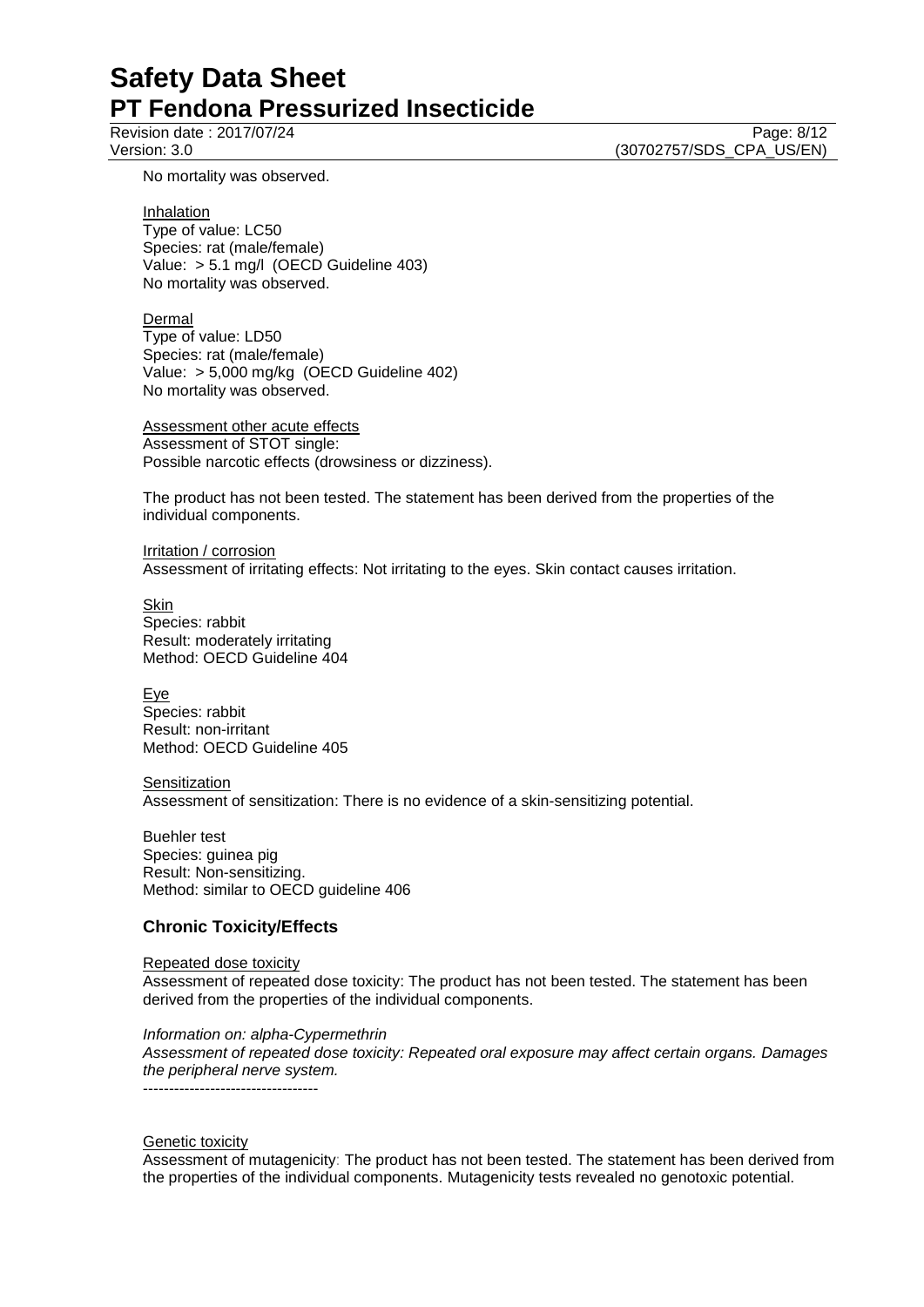No mortality was observed.

Inhalation
Type of value: LC50
Species: rat (male/female)
Value: > 5.1 mg/l (OECD Guideline 403)
No mortality was observed.

Dermal
Type of value: LD50
Species: rat (male/female)
Value: > 5,000 mg/kg (OECD Guideline 402)
No mortality was observed.

Assessment other acute effects
Assessment of STOT single:
Possible narcotic effects (drowsiness or dizziness).

The product has not been tested. The statement has been derived from the properties of the individual components.

Irritation / corrosion
Assessment of irritating effects: Not irritating to the eyes. Skin contact causes irritation.

Skin
Species: rabbit
Result: moderately irritating
Method: OECD Guideline 404

Eye
Species: rabbit
Result: non-irritant
Method: OECD Guideline 405

Sensitization
Assessment of sensitization: There is no evidence of a skin-sensitizing potential.

Buehler test
Species: guinea pig
Result: Non-sensitizing.
Method: similar to OECD guideline 406

## Chronic Toxicity/Effects

Repeated dose toxicity
Assessment of repeated dose toxicity: The product has not been tested. The statement has been derived from the properties of the individual components.

*Information on: alpha-Cypermethrin*
*Assessment of repeated dose toxicity: Repeated oral exposure may affect certain organs. Damages the peripheral nerve system.*
----------------------------------

Genetic toxicity
Assessment of mutagenicity: The product has not been tested. The statement has been derived from the properties of the individual components. Mutagenicity tests revealed no genotoxic potential.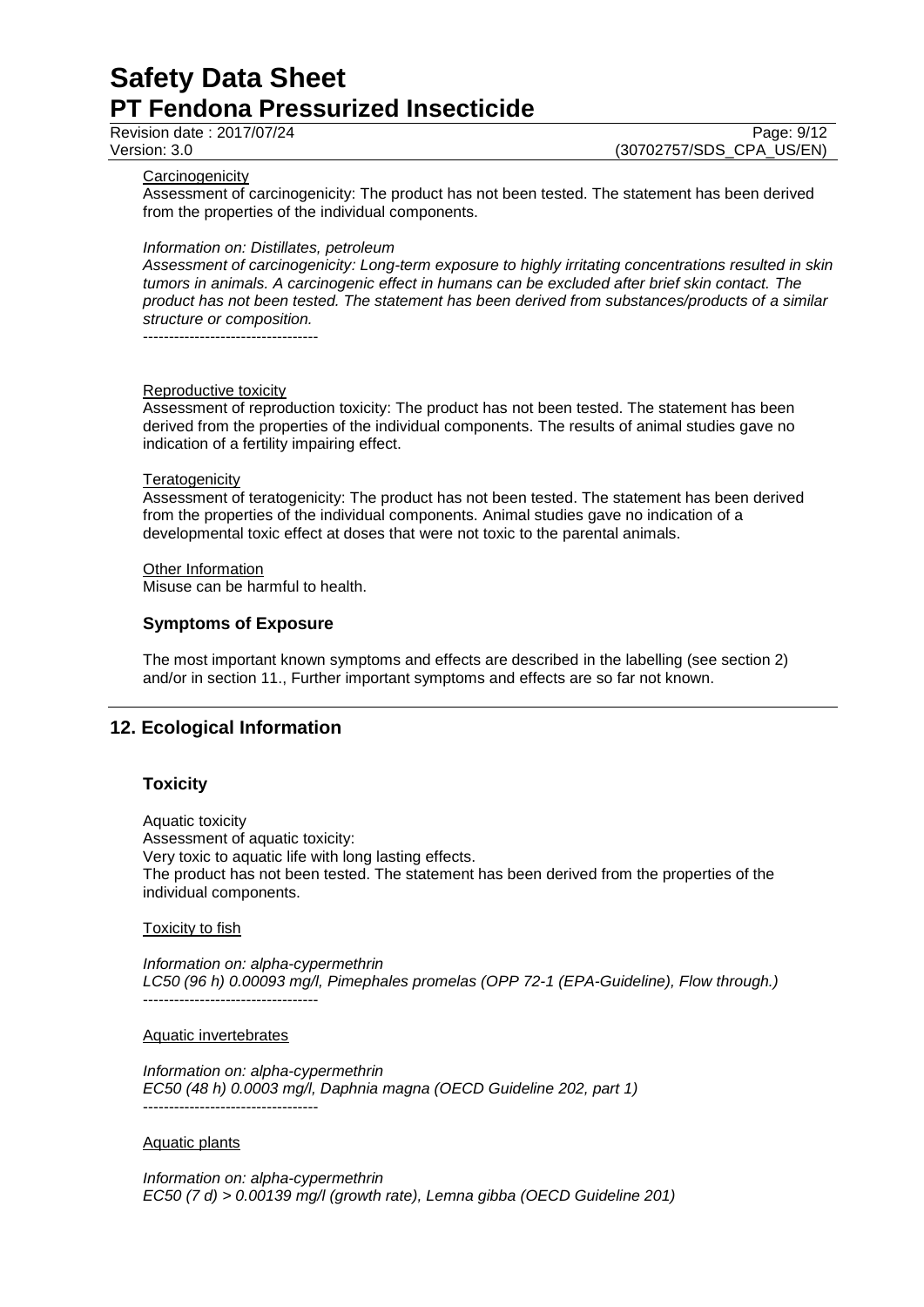Carcinogenicity

Assessment of carcinogenicity: The product has not been tested. The statement has been derived from the properties of the individual components.

*Information on: Distillates, petroleum*
*Assessment of carcinogenicity: Long-term exposure to highly irritating concentrations resulted in skin tumors in animals. A carcinogenic effect in humans can be excluded after brief skin contact. The product has not been tested. The statement has been derived from substances/products of a similar structure or composition.*
----------------------------------

Reproductive toxicity

Assessment of reproduction toxicity: The product has not been tested. The statement has been derived from the properties of the individual components. The results of animal studies gave no indication of a fertility impairing effect.

Teratogenicity

Assessment of teratogenicity: The product has not been tested. The statement has been derived from the properties of the individual components. Animal studies gave no indication of a developmental toxic effect at doses that were not toxic to the parental animals.

Other Information

Misuse can be harmful to health.

### Symptoms of Exposure

The most important known symptoms and effects are described in the labelling (see section 2) and/or in section 11., Further important symptoms and effects are so far not known.

## 12. Ecological Information

### Toxicity

Aquatic toxicity
Assessment of aquatic toxicity:
Very toxic to aquatic life with long lasting effects.
The product has not been tested. The statement has been derived from the properties of the individual components.

Toxicity to fish

*Information on: alpha-cypermethrin*
*LC50 (96 h) 0.00093 mg/l, Pimephales promelas (OPP 72-1 (EPA-Guideline), Flow through.)*
----------------------------------

Aquatic invertebrates

*Information on: alpha-cypermethrin*
*EC50 (48 h) 0.0003 mg/l, Daphnia magna (OECD Guideline 202, part 1)*
----------------------------------

Aquatic plants

*Information on: alpha-cypermethrin*
*EC50 (7 d) > 0.00139 mg/l (growth rate), Lemna gibba (OECD Guideline 201)*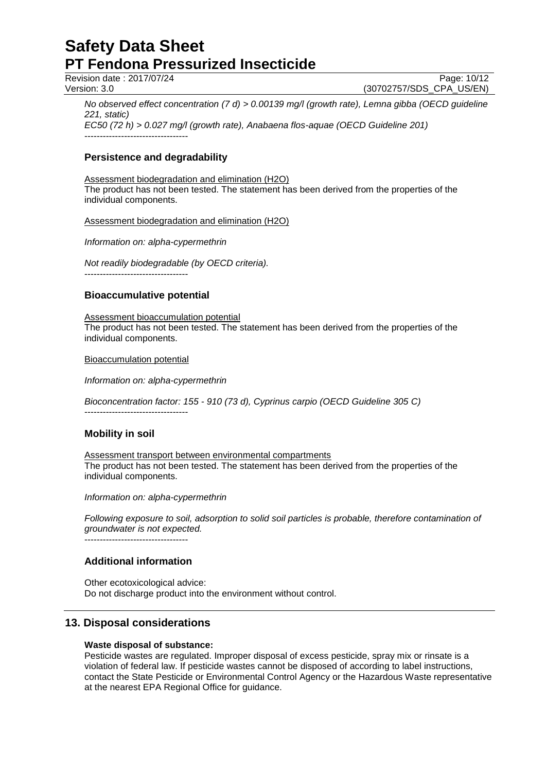*No observed effect concentration (7 d) > 0.00139 mg/l (growth rate), Lemna gibba (OECD guideline 221, static)*
*EC50 (72 h) > 0.027 mg/l (growth rate), Anabaena flos-aquae (OECD Guideline 201)*

----------------------------------

### Persistence and degradability

Assessment biodegradation and elimination ($H_2O$)
The product has not been tested. The statement has been derived from the properties of the individual components.

Assessment biodegradation and elimination ($H_2O$)

*Information on: alpha-cypermethrin*

*Not readily biodegradable (by OECD criteria).*

----------------------------------

### Bioaccumulative potential

Assessment bioaccumulation potential
The product has not been tested. The statement has been derived from the properties of the individual components.

Bioaccumulation potential

*Information on: alpha-cypermethrin*

*Bioconcentration factor: 155 - 910 (73 d), Cyprinus carpio (OECD Guideline 305 C)*

----------------------------------

### Mobility in soil

Assessment transport between environmental compartments
The product has not been tested. The statement has been derived from the properties of the individual components.

*Information on: alpha-cypermethrin*

*Following exposure to soil, adsorption to solid soil particles is probable, therefore contamination of groundwater is not expected.*

----------------------------------

### Additional information

Other ecotoxicological advice:
Do not discharge product into the environment without control.

## 13. Disposal considerations

**Waste disposal of substance:**
Pesticide wastes are regulated. Improper disposal of excess pesticide, spray mix or rinsate is a violation of federal law. If pesticide wastes cannot be disposed of according to label instructions, contact the State Pesticide or Environmental Control Agency or the Hazardous Waste representative at the nearest EPA Regional Office for guidance.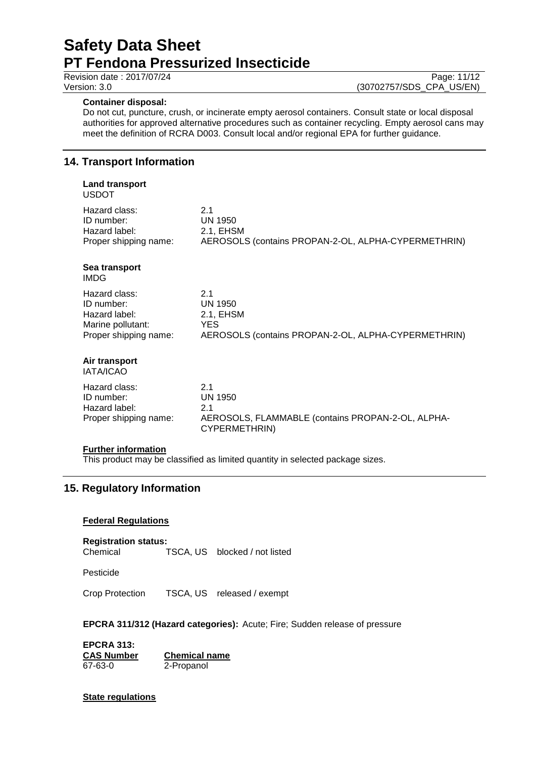**Container disposal:**
Do not cut, puncture, crush, or incinerate empty aerosol containers. Consult state or local disposal authorities for approved alternative procedures such as container recycling. Empty aerosol cans may meet the definition of RCRA D003. Consult local and/or regional EPA for further guidance.

## 14. Transport Information

**Land transport**
USDOT

| | |
|---|---|
| Hazard class: | 2.1 |
| ID number: | UN 1950 |
| Hazard label: | 2.1, EHSM |
| Proper shipping name: | AEROSOLS (contains PROPAN-2-OL, ALPHA-CYPERMETHRIN) |

**Sea transport**
IMDG

| | |
|---|---|
| Hazard class: | 2.1 |
| ID number: | UN 1950 |
| Hazard label: | 2.1, EHSM |
| Marine pollutant: | YES |
| Proper shipping name: | AEROSOLS (contains PROPAN-2-OL, ALPHA-CYPERMETHRIN) |

**Air transport**
IATA/ICAO

| | |
|---|---|
| Hazard class: | 2.1 |
| ID number: | UN 1950 |
| Hazard label: | 2.1 |
| Proper shipping name: | AEROSOLS, FLAMMABLE (contains PROPAN-2-OL, ALPHA-CYPERMETHRIN) |

**Further information**
This product may be classified as limited quantity in selected package sizes.

## 15. Regulatory Information

**Federal Regulations**

**Registration status:**

| | | |
|---|---|---|
| Chemical | TSCA, US | blocked / not listed |
| Pesticide | | |
| Crop Protection | TSCA, US | released / exempt |

**EPCRA 311/312 (Hazard categories):** Acute; Fire; Sudden release of pressure

**EPCRA 313:**

| CAS Number | Chemical name |
|---|---|
| 67-63-0 | 2-Propanol |

**State regulations**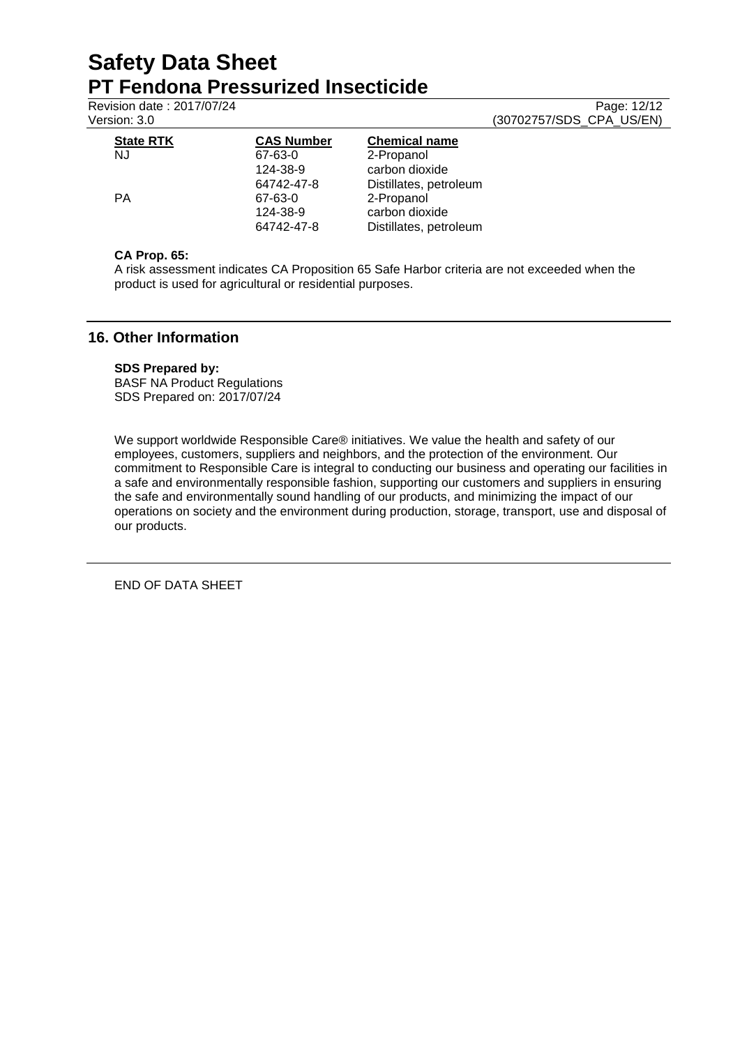| State RTK | CAS Number | Chemical name |
| --- | --- | --- |
| NJ | 67-63-0 | 2-Propanol |
| | 124-38-9 | carbon dioxide |
| | 64742-47-8 | Distillates, petroleum |
| PA | 67-63-0 | 2-Propanol |
| | 124-38-9 | carbon dioxide |
| | 64742-47-8 | Distillates, petroleum |

**CA Prop. 65:**

A risk assessment indicates CA Proposition 65 Safe Harbor criteria are not exceeded when the product is used for agricultural or residential purposes.

## 16. Other Information

**SDS Prepared by:**
BASF NA Product Regulations
SDS Prepared on: 2017/07/24

We support worldwide Responsible Care® initiatives. We value the health and safety of our employees, customers, suppliers and neighbors, and the protection of the environment. Our commitment to Responsible Care is integral to conducting our business and operating our facilities in a safe and environmentally responsible fashion, supporting our customers and suppliers in ensuring the safe and environmentally sound handling of our products, and minimizing the impact of our operations on society and the environment during production, storage, transport, use and disposal of our products.

END OF DATA SHEET